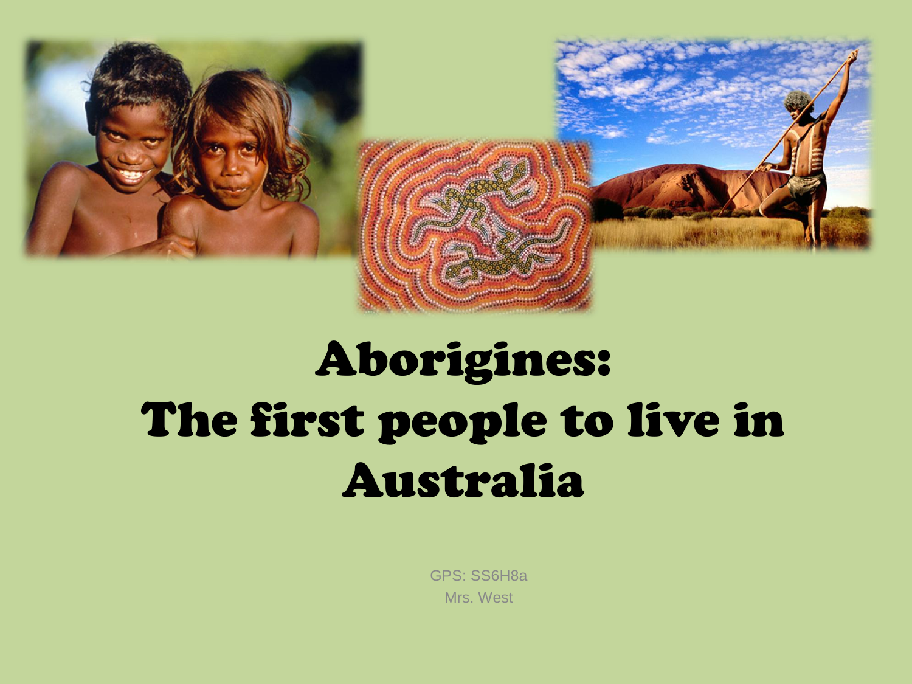# Aborigines:
# The first people to live in Australia

GPS: SS6H8a

Mrs. West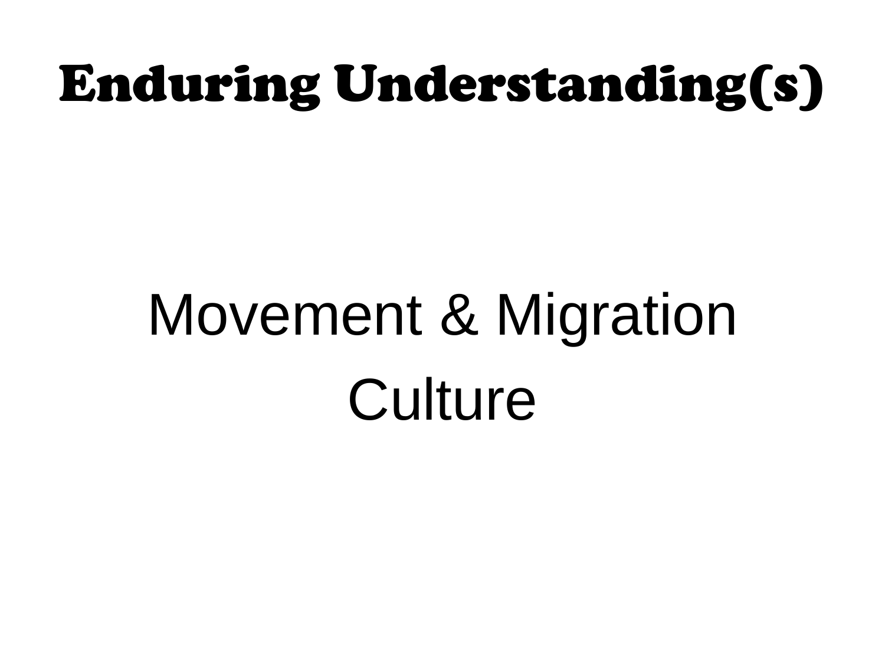# Enduring Understanding(s)

Movement & Migration

Culture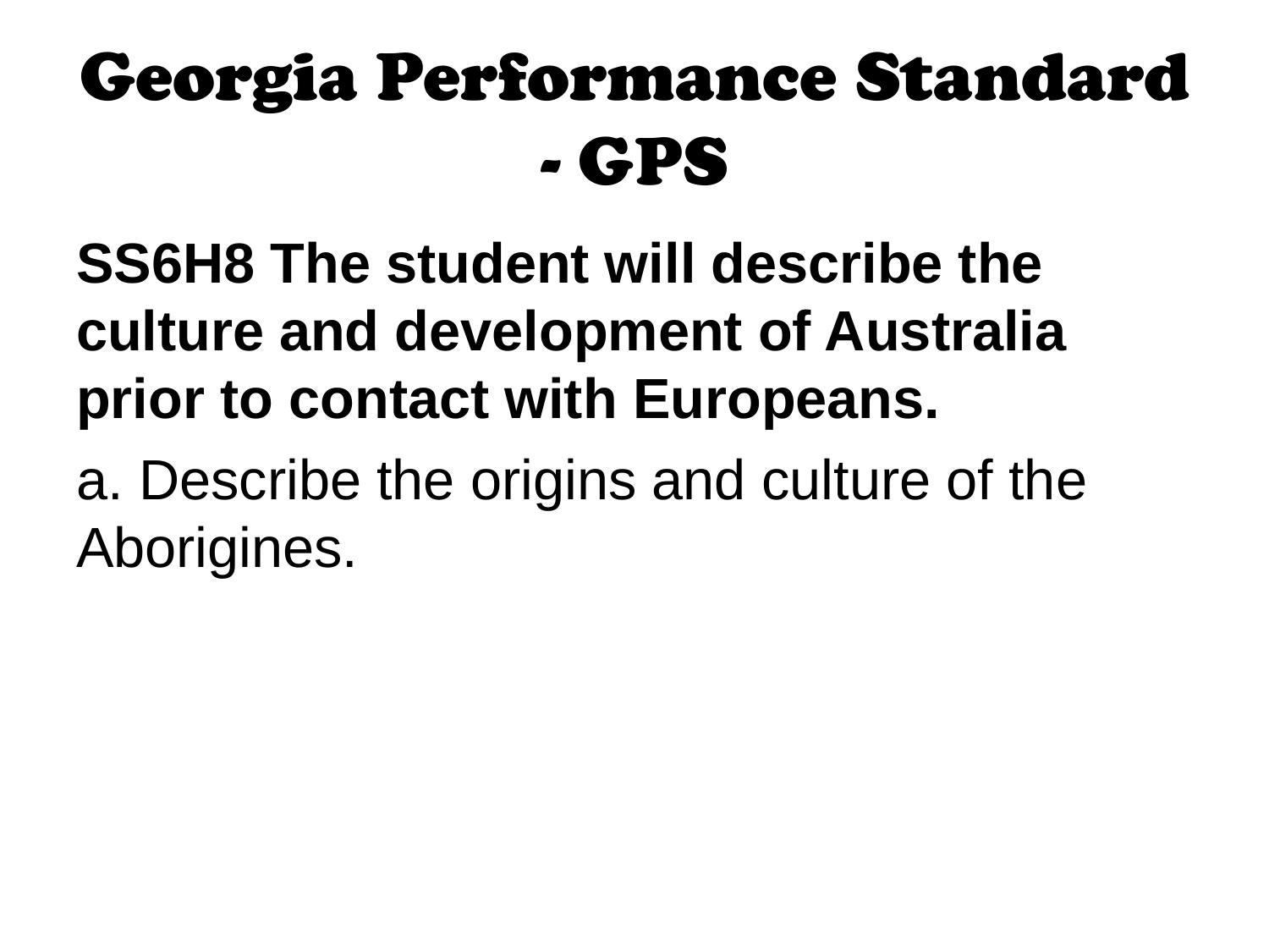# Georgia Performance Standard - GPS

**SS6H8 The student will describe the culture and development of Australia prior to contact with Europeans.**

a. Describe the origins and culture of the Aborigines.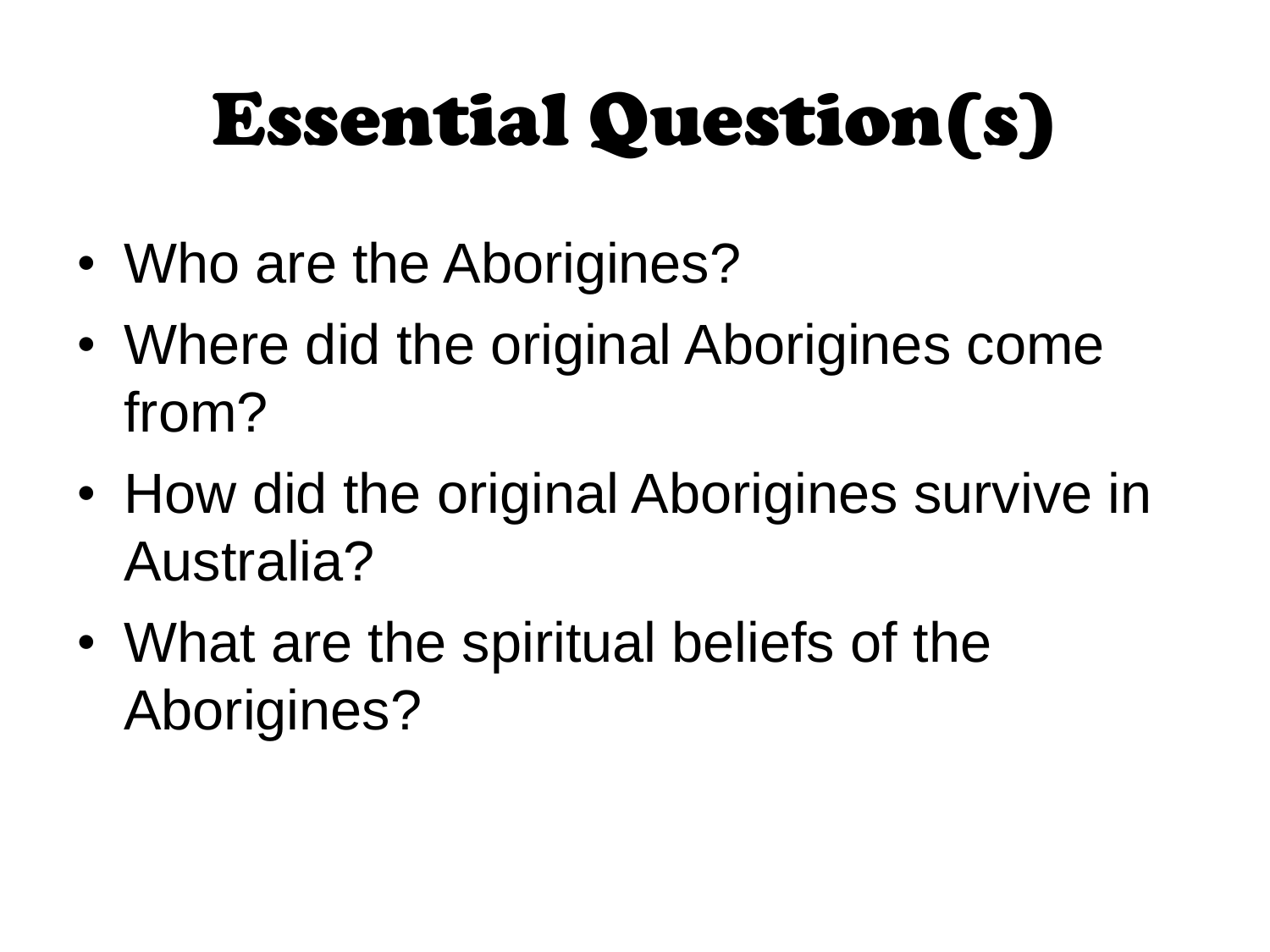# Essential Question(s)

- Who are the Aborigines?
- Where did the original Aborigines come from?
- How did the original Aborigines survive in Australia?
- What are the spiritual beliefs of the Aborigines?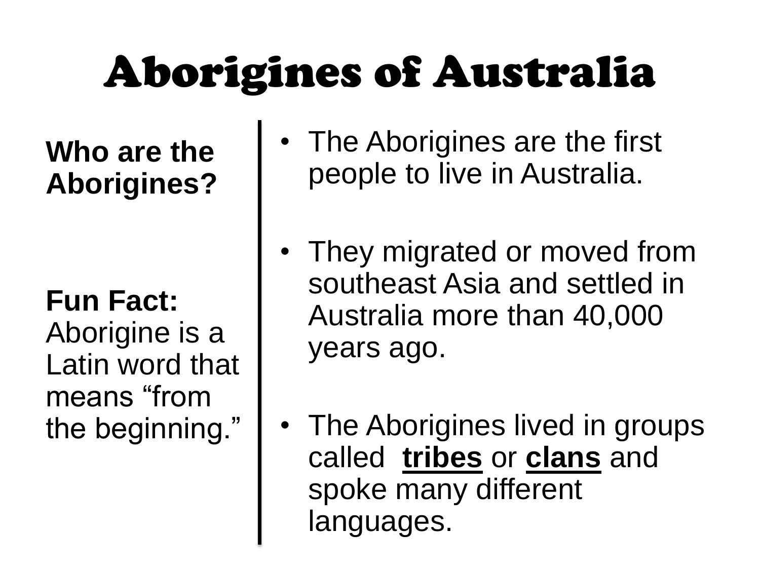# Aborigines of Australia

**Who are the Aborigines?**

**Fun Fact:** Aborigine is a Latin word that means “from the beginning.”

- The Aborigines are the first people to live in Australia.
- They migrated or moved from southeast Asia and settled in Australia more than 40,000 years ago.
- The Aborigines lived in groups called **tribes** or **clans** and spoke many different languages.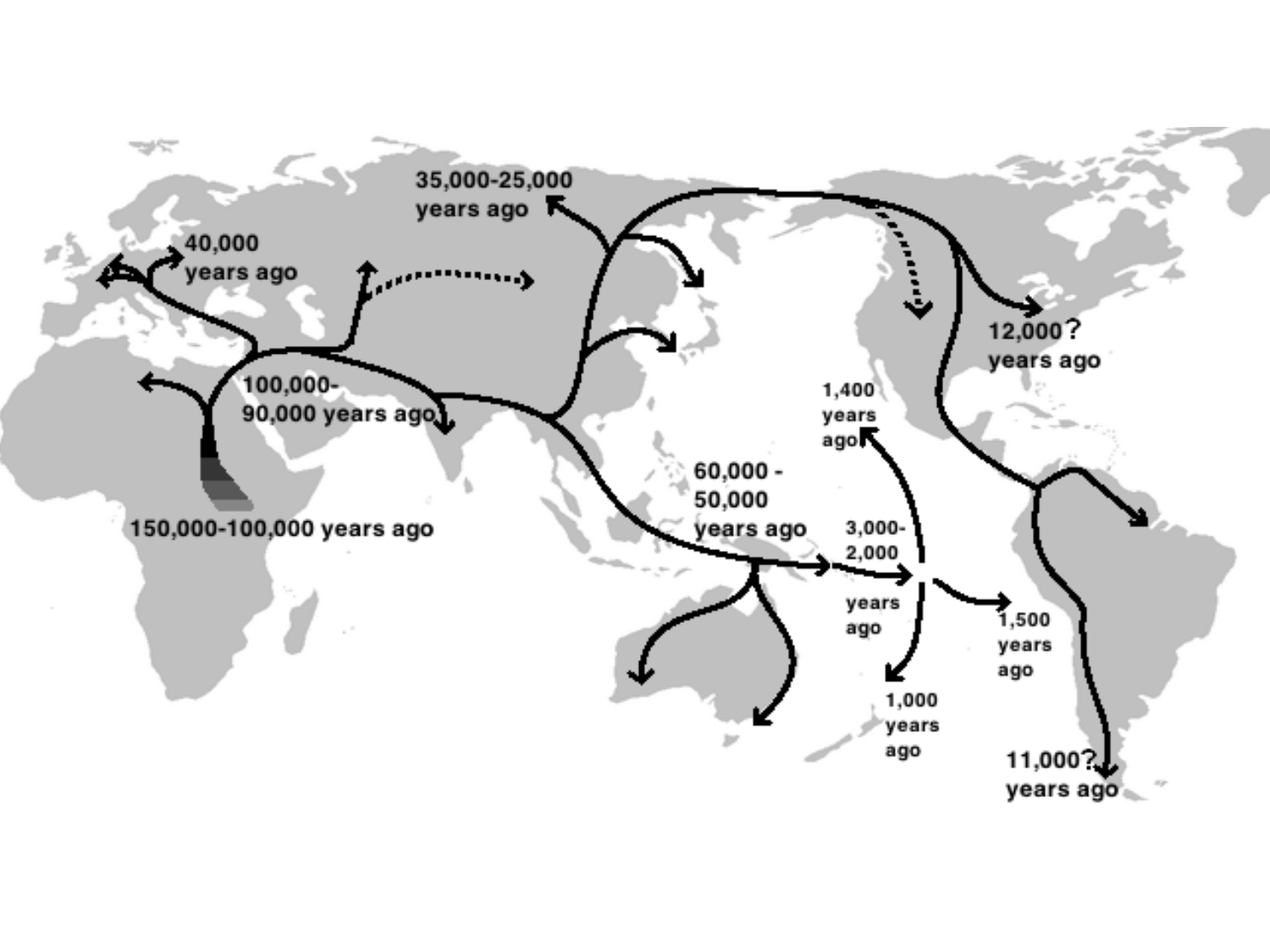35,000-25,000 years ago

40,000 years ago

100,000-90,000 years ago

12,000? years ago

1,400 years ago

150,000-100,000 years ago

60,000 - 50,000 years ago

3,000-2,000 years ago

1,500 years ago

1,000 years ago

11,000? years ago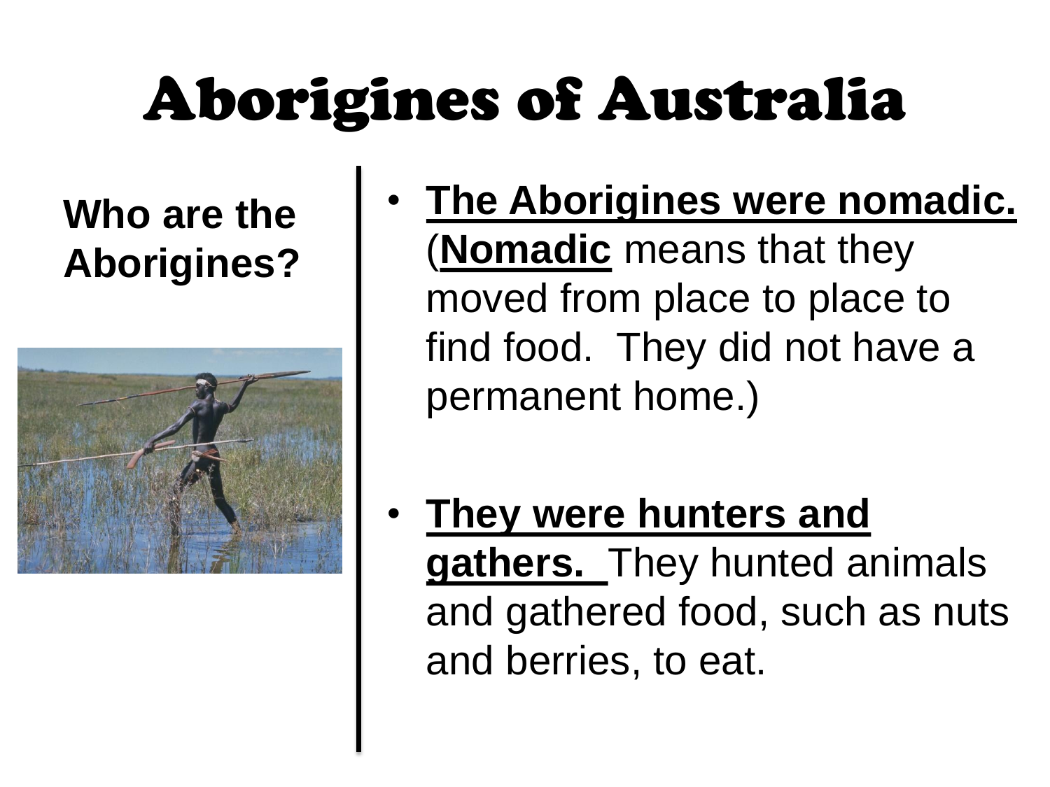# Aborigines of Australia

**Who are the Aborigines?**

- **<u>The Aborigines were nomadic.</u>** (**<u>Nomadic</u>** means that they moved from place to place to find food. They did not have a permanent home.)

- **<u>They were hunters and gathers.</u>** They hunted animals and gathered food, such as nuts and berries, to eat.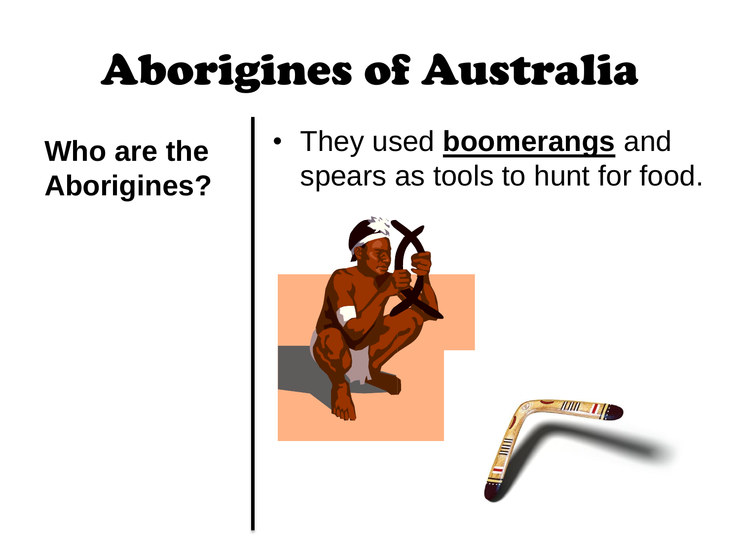# Aborigines of Australia

**Who are the Aborigines?**

- They used **boomerangs** and spears as tools to hunt for food.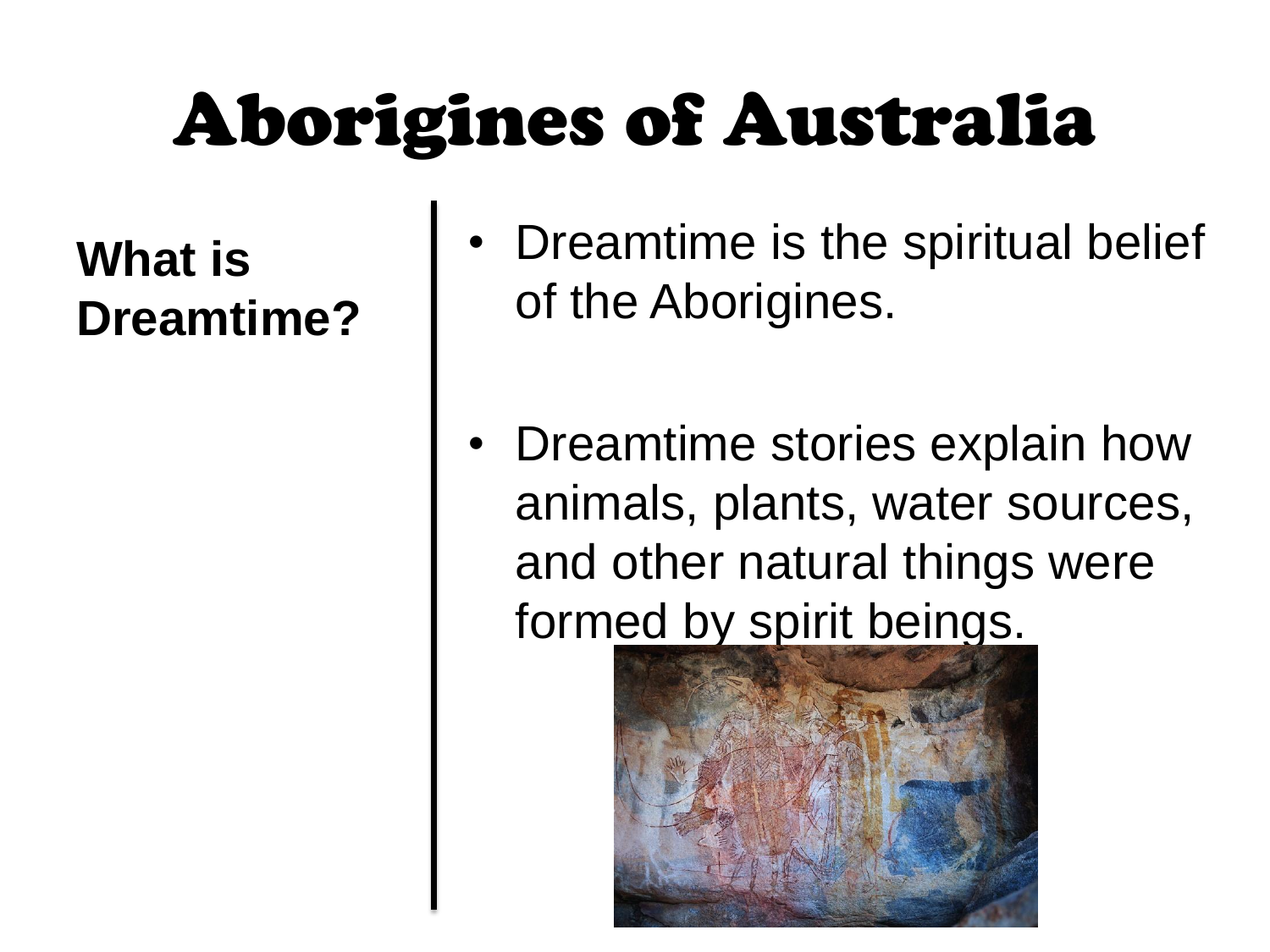# Aborigines of Australia

**What is Dreamtime?**

- Dreamtime is the spiritual belief of the Aborigines.

- Dreamtime stories explain how animals, plants, water sources, and other natural things were formed by spirit beings.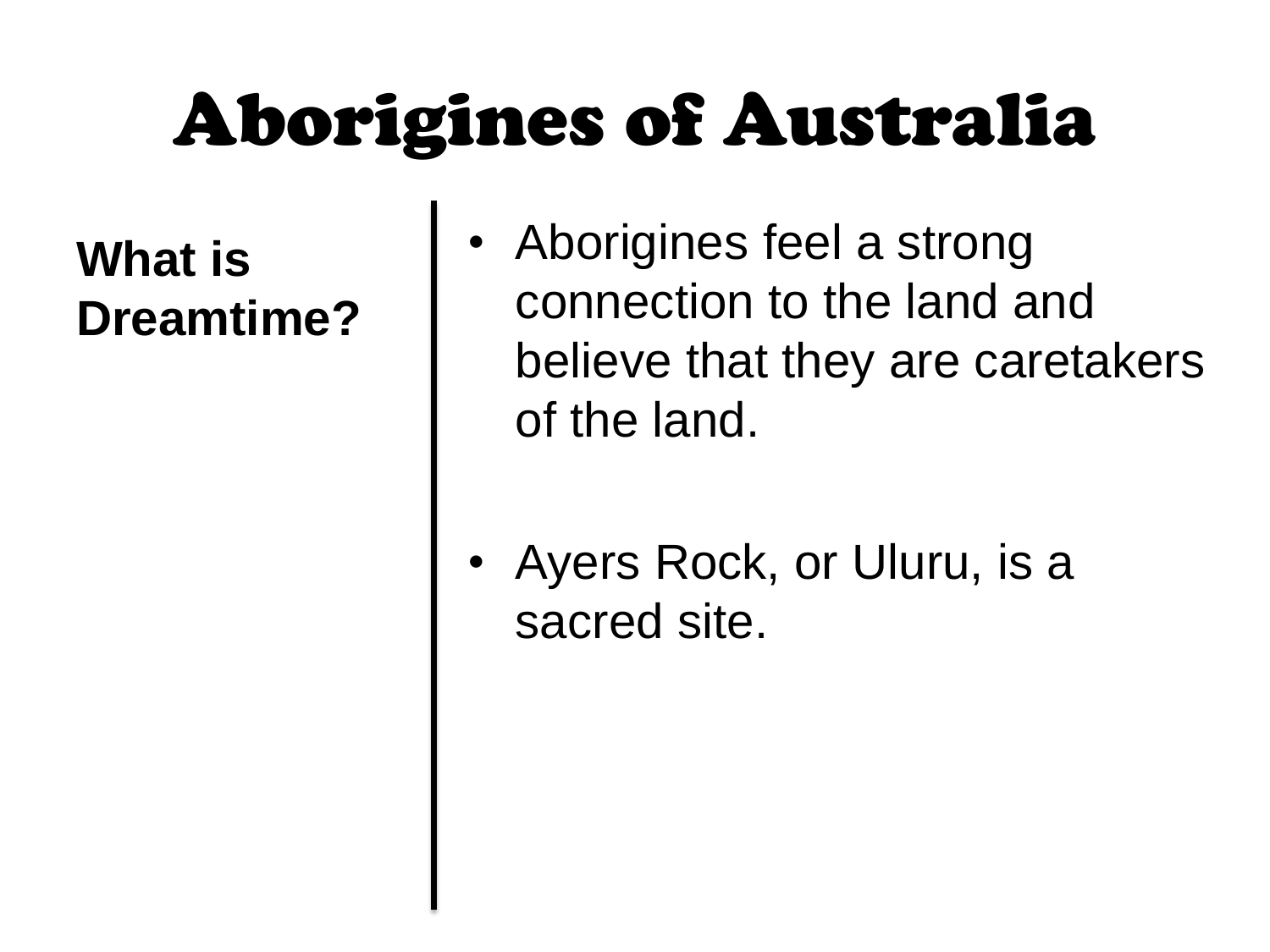# Aborigines of Australia

**What is Dreamtime?**

- Aborigines feel a strong connection to the land and believe that they are caretakers of the land.
- Ayers Rock, or Uluru, is a sacred site.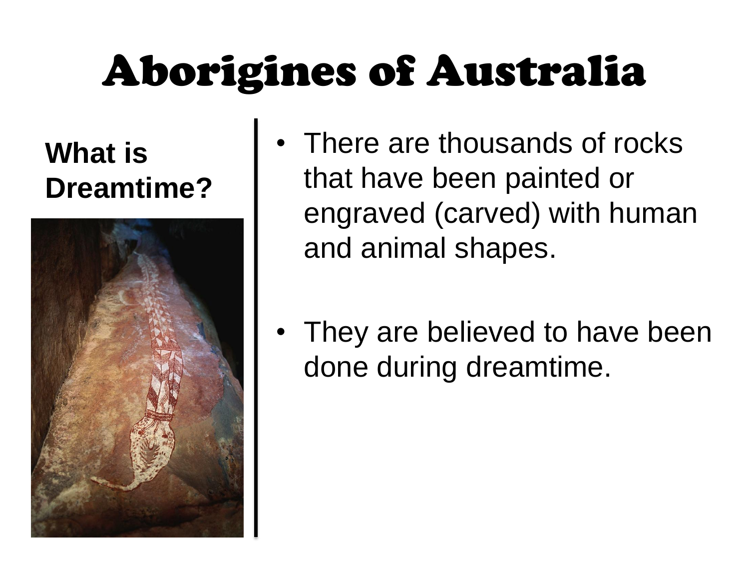# Aborigines of Australia

**What is Dreamtime?**

- There are thousands of rocks that have been painted or engraved (carved) with human and animal shapes.
- They are believed to have been done during dreamtime.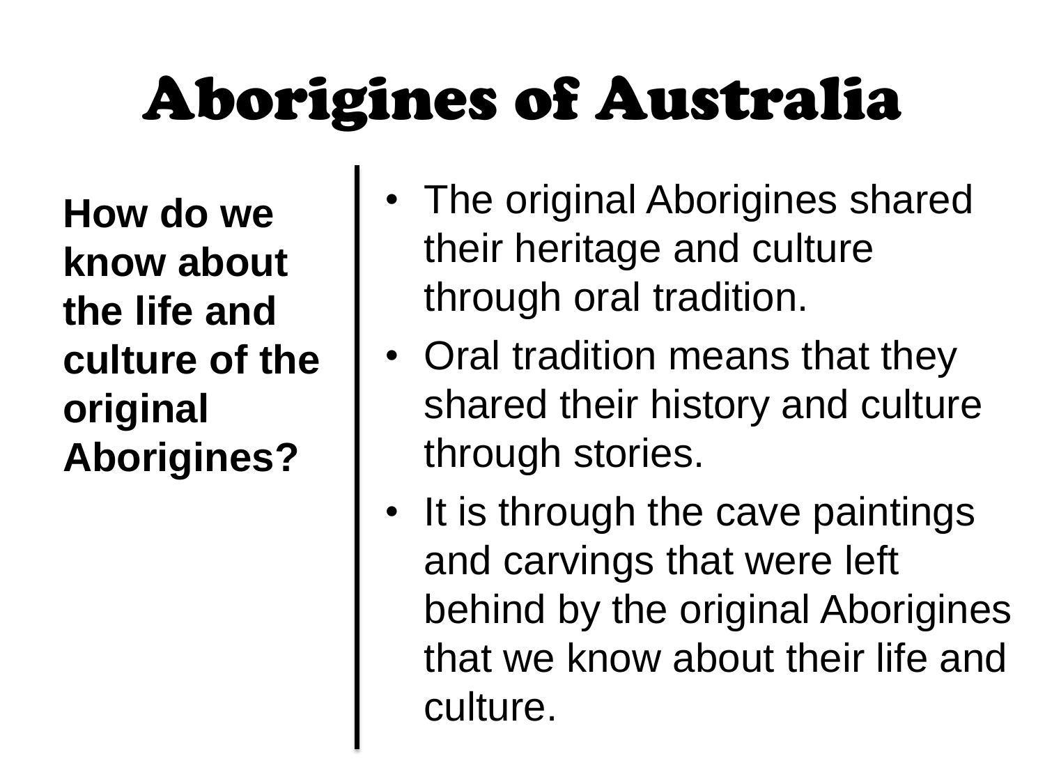# Aborigines of Australia

**How do we know about the life and culture of the original Aborigines?**

- The original Aborigines shared their heritage and culture through oral tradition.
- Oral tradition means that they shared their history and culture through stories.
- It is through the cave paintings and carvings that were left behind by the original Aborigines that we know about their life and culture.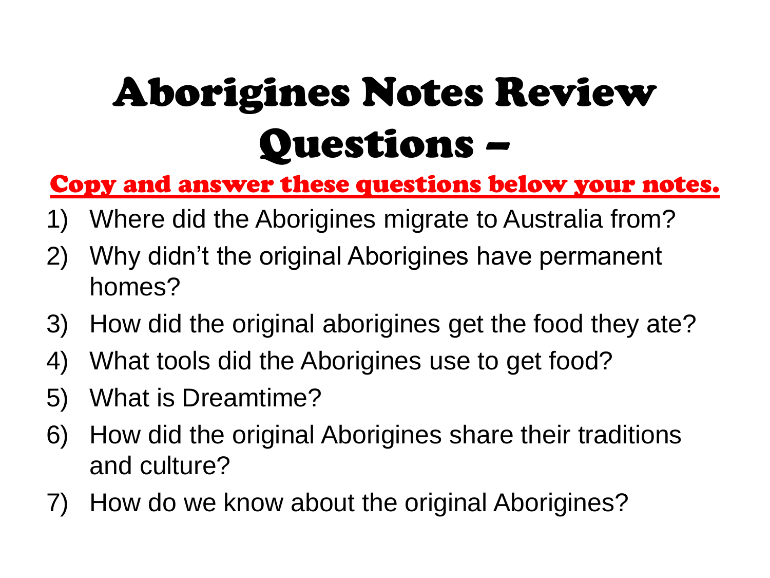# Aborigines Notes Review Questions –

**Copy and answer these questions below your notes.**

1) Where did the Aborigines migrate to Australia from?
2) Why didn't the original Aborigines have permanent homes?
3) How did the original aborigines get the food they ate?
4) What tools did the Aborigines use to get food?
5) What is Dreamtime?
6) How did the original Aborigines share their traditions and culture?
7) How do we know about the original Aborigines?